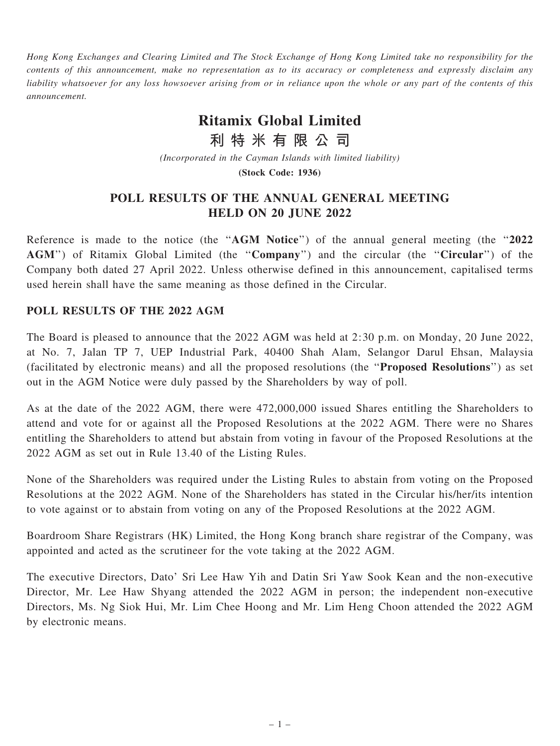*Hong Kong Exchanges and Clearing Limited and The Stock Exchange of Hong Kong Limited take no responsibility for the contents of this announcement, make no representation as to its accuracy or completeness and expressly disclaim any liability whatsoever for any loss howsoever arising from or in reliance upon the whole or any part of the contents of this announcement.*

# Ritamix Global Limited
# 利特米有限公司

*(Incorporated in the Cayman Islands with limited liability)*

**(Stock Code: 1936)**

## POLL RESULTS OF THE ANNUAL GENERAL MEETING HELD ON 20 JUNE 2022

Reference is made to the notice (the "**AGM Notice**") of the annual general meeting (the "**2022 AGM**") of Ritamix Global Limited (the "**Company**") and the circular (the "**Circular**") of the Company both dated 27 April 2022. Unless otherwise defined in this announcement, capitalised terms used herein shall have the same meaning as those defined in the Circular.

### POLL RESULTS OF THE 2022 AGM

The Board is pleased to announce that the 2022 AGM was held at 2:30 p.m. on Monday, 20 June 2022, at No. 7, Jalan TP 7, UEP Industrial Park, 40400 Shah Alam, Selangor Darul Ehsan, Malaysia (facilitated by electronic means) and all the proposed resolutions (the "**Proposed Resolutions**") as set out in the AGM Notice were duly passed by the Shareholders by way of poll.

As at the date of the 2022 AGM, there were 472,000,000 issued Shares entitling the Shareholders to attend and vote for or against all the Proposed Resolutions at the 2022 AGM. There were no Shares entitling the Shareholders to attend but abstain from voting in favour of the Proposed Resolutions at the 2022 AGM as set out in Rule 13.40 of the Listing Rules.

None of the Shareholders was required under the Listing Rules to abstain from voting on the Proposed Resolutions at the 2022 AGM. None of the Shareholders has stated in the Circular his/her/its intention to vote against or to abstain from voting on any of the Proposed Resolutions at the 2022 AGM.

Boardroom Share Registrars (HK) Limited, the Hong Kong branch share registrar of the Company, was appointed and acted as the scrutineer for the vote taking at the 2022 AGM.

The executive Directors, Dato' Sri Lee Haw Yih and Datin Sri Yaw Sook Kean and the non-executive Director, Mr. Lee Haw Shyang attended the 2022 AGM in person; the independent non-executive Directors, Ms. Ng Siok Hui, Mr. Lim Chee Hoong and Mr. Lim Heng Choon attended the 2022 AGM by electronic means.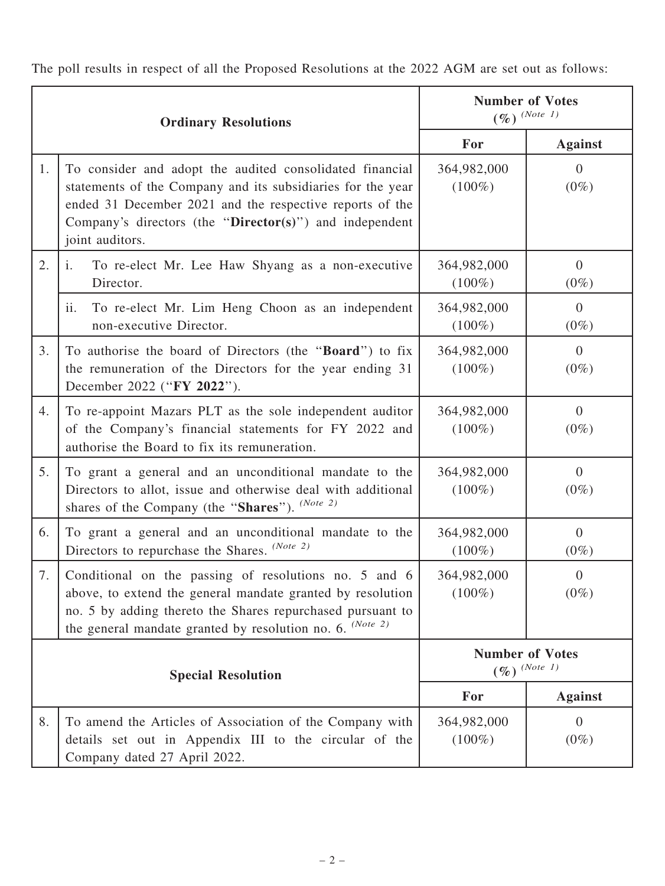The poll results in respect of all the Proposed Resolutions at the 2022 AGM are set out as follows:

| | Ordinary Resolutions | Number of Votes (%) (Note 1) | |
|---|---|---|---|
| | | **For** | **Against** |
| 1. | To consider and adopt the audited consolidated financial statements of the Company and its subsidiaries for the year ended 31 December 2021 and the respective reports of the Company's directors (the "**Director(s)**") and independent joint auditors. | 364,982,000 (100%) | 0 (0%) |
| 2. | i. To re-elect Mr. Lee Haw Shyang as a non-executive Director. | 364,982,000 (100%) | 0 (0%) |
| | ii. To re-elect Mr. Lim Heng Choon as an independent non-executive Director. | 364,982,000 (100%) | 0 (0%) |
| 3. | To authorise the board of Directors (the "**Board**") to fix the remuneration of the Directors for the year ending 31 December 2022 ("**FY 2022**"). | 364,982,000 (100%) | 0 (0%) |
| 4. | To re-appoint Mazars PLT as the sole independent auditor of the Company's financial statements for FY 2022 and authorise the Board to fix its remuneration. | 364,982,000 (100%) | 0 (0%) |
| 5. | To grant a general and an unconditional mandate to the Directors to allot, issue and otherwise deal with additional shares of the Company (the "**Shares**"). *(Note 2)* | 364,982,000 (100%) | 0 (0%) |
| 6. | To grant a general and an unconditional mandate to the Directors to repurchase the Shares. *(Note 2)* | 364,982,000 (100%) | 0 (0%) |
| 7. | Conditional on the passing of resolutions no. 5 and 6 above, to extend the general mandate granted by resolution no. 5 by adding thereto the Shares repurchased pursuant to the general mandate granted by resolution no. 6. *(Note 2)* | 364,982,000 (100%) | 0 (0%) |
| | **Special Resolution** | **Number of Votes (%) (Note 1)** | |
| | | **For** | **Against** |
| 8. | To amend the Articles of Association of the Company with details set out in Appendix III to the circular of the Company dated 27 April 2022. | 364,982,000 (100%) | 0 (0%) |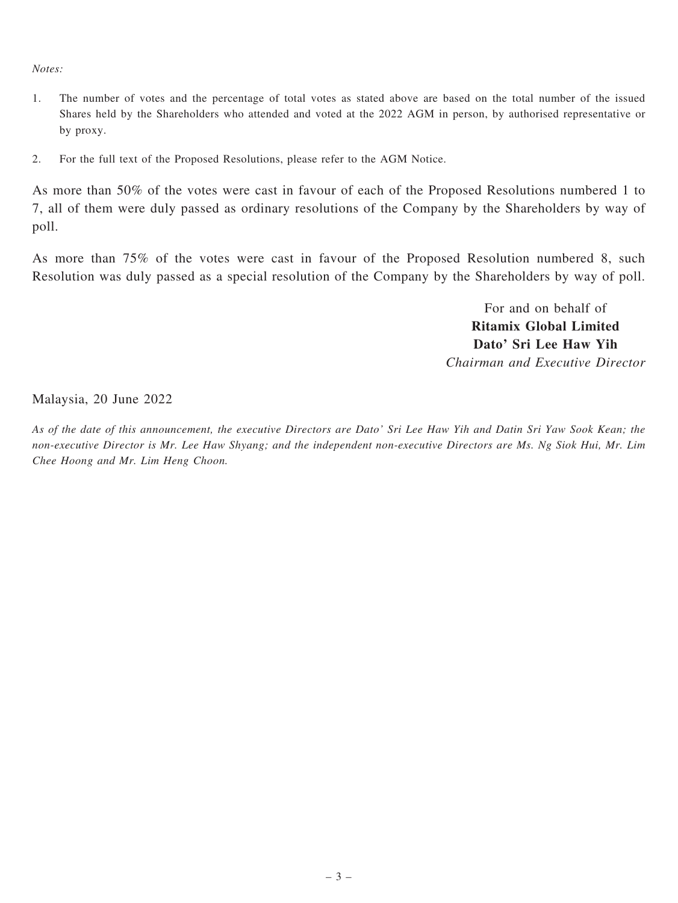*Notes:*

1. The number of votes and the percentage of total votes as stated above are based on the total number of the issued Shares held by the Shareholders who attended and voted at the 2022 AGM in person, by authorised representative or by proxy.

2. For the full text of the Proposed Resolutions, please refer to the AGM Notice.

As more than 50% of the votes were cast in favour of each of the Proposed Resolutions numbered 1 to 7, all of them were duly passed as ordinary resolutions of the Company by the Shareholders by way of poll.

As more than 75% of the votes were cast in favour of the Proposed Resolution numbered 8, such Resolution was duly passed as a special resolution of the Company by the Shareholders by way of poll.

For and on behalf of
**Ritamix Global Limited**
**Dato' Sri Lee Haw Yih**
*Chairman and Executive Director*

Malaysia, 20 June 2022

*As of the date of this announcement, the executive Directors are Dato' Sri Lee Haw Yih and Datin Sri Yaw Sook Kean; the non-executive Director is Mr. Lee Haw Shyang; and the independent non-executive Directors are Ms. Ng Siok Hui, Mr. Lim Chee Hoong and Mr. Lim Heng Choon.*